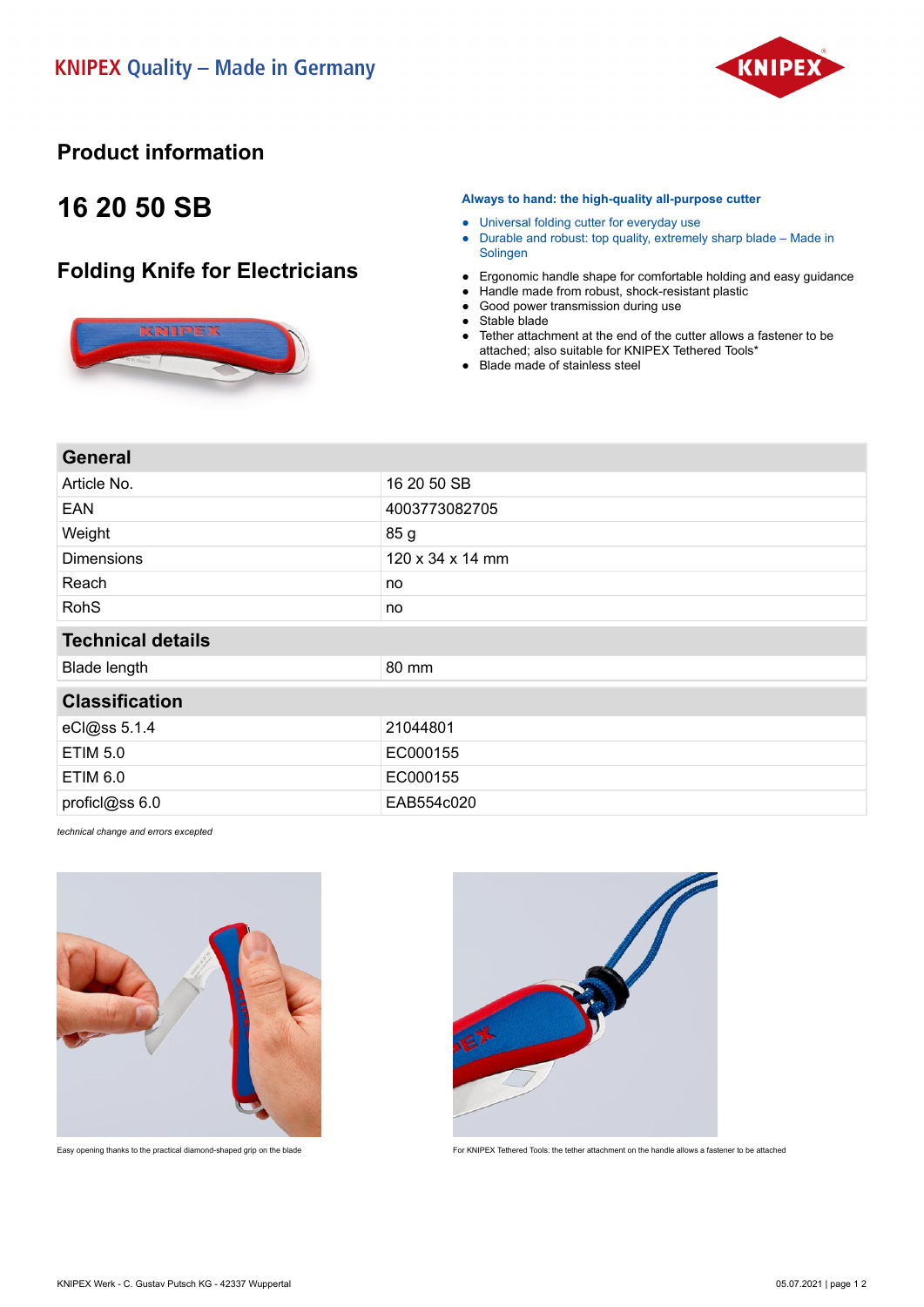KNIPEX Quality – Made in Germany

## Product information

# 16 20 50 SB

## Folding Knife for Electricians

**Always to hand: the high-quality all-purpose cutter**

- Universal folding cutter for everyday use
- Durable and robust: top quality, extremely sharp blade – Made in Solingen

- Ergonomic handle shape for comfortable holding and easy guidance
- Handle made from robust, shock-resistant plastic
- Good power transmission during use
- Stable blade
- Tether attachment at the end of the cutter allows a fastener to be attached; also suitable for KNIPEX Tethered Tools*
- Blade made of stainless steel

| **General** | |
|---|---|
| Article No. | 16 20 50 SB |
| EAN | 4003773082705 |
| Weight | 85 g |
| Dimensions | 120 x 34 x 14 mm |
| Reach | no |
| RohS | no |
| **Technical details** | |
| Blade length | 80 mm |
| **Classification** | |
| eCl@ss 5.1.4 | 21044801 |
| ETIM 5.0 | EC000155 |
| ETIM 6.0 | EC000155 |
| proficl@ss 6.0 | EAB554c020 |

*technical change and errors excepted*

Easy opening thanks to the practical diamond-shaped grip on the blade

For KNIPEX Tethered Tools: the tether attachment on the handle allows a fastener to be attached

KNIPEX Werk - C. Gustav Putsch KG - 42337 Wuppertal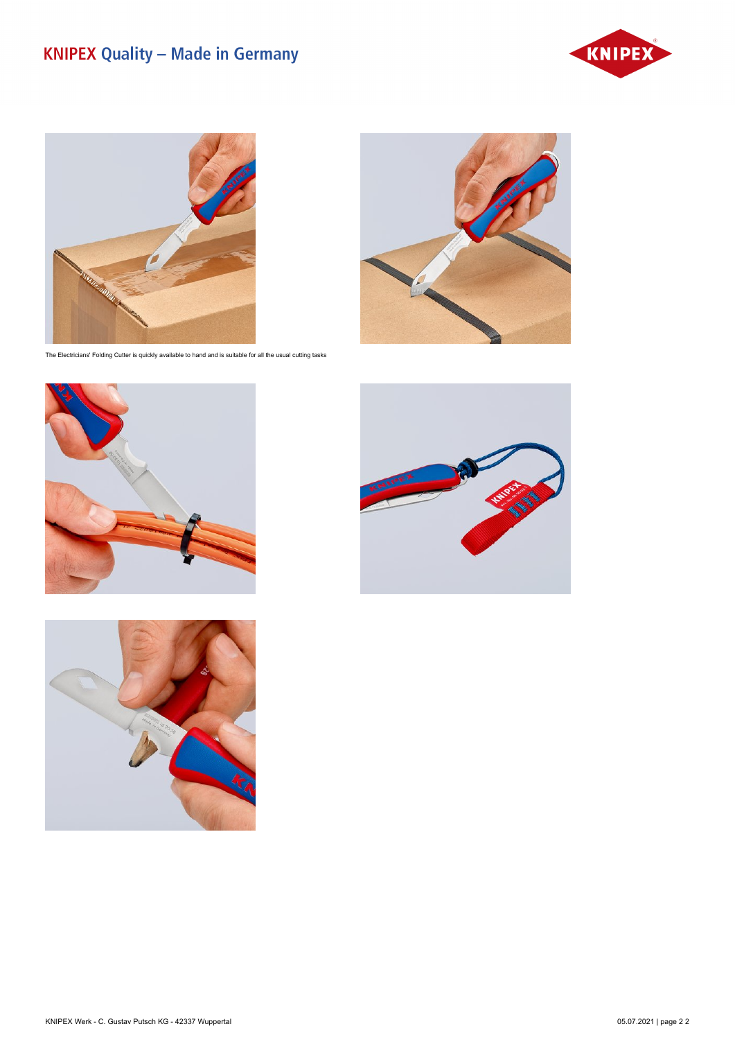The Electricians' Folding Cutter is quickly available to hand and is suitable for all the usual cutting tasks